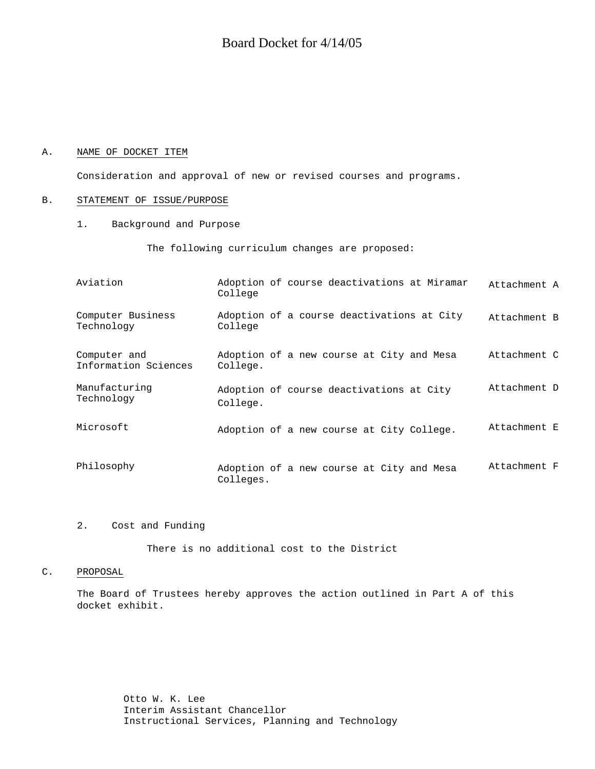# Board Docket for 4/14/05

A. NAME OF DOCKET ITEM

Consideration and approval of new or revised courses and programs.

B. STATEMENT OF ISSUE/PURPOSE

1. Background and Purpose

The following curriculum changes are proposed:

| | | |
|---|---|---|
| Aviation | Adoption of course deactivations at Miramar College | Attachment A |
| Computer Business Technology | Adoption of a course deactivations at City College | Attachment B |
| Computer and Information Sciences | Adoption of a new course at City and Mesa College. | Attachment C |
| Manufacturing Technology | Adoption of course deactivations at City College. | Attachment D |
| Microsoft | Adoption of a new course at City College. | Attachment E |
| Philosophy | Adoption of a new course at City and Mesa Colleges. | Attachment F |

2. Cost and Funding

There is no additional cost to the District

C. PROPOSAL

The Board of Trustees hereby approves the action outlined in Part A of this docket exhibit.

Otto W. K. Lee
Interim Assistant Chancellor
Instructional Services, Planning and Technology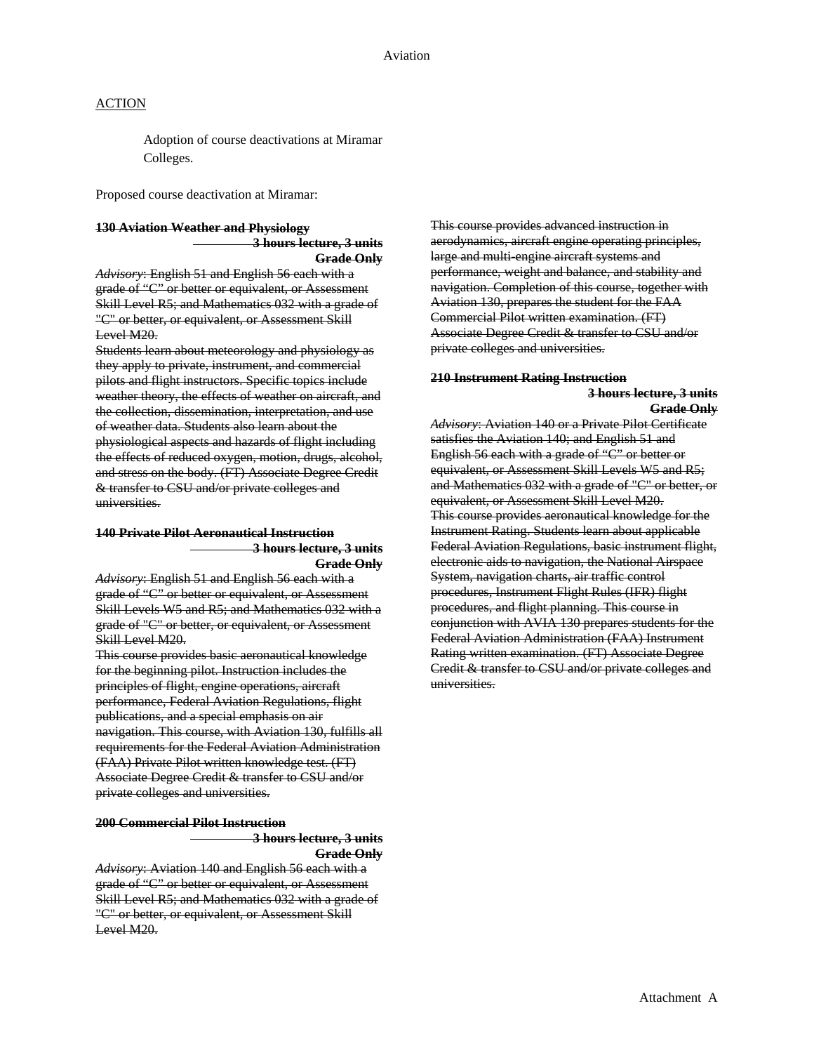# Aviation

ACTION

Adoption of course deactivations at Miramar Colleges.

Proposed course deactivation at Miramar:

~~**130 Aviation Weather and Physiology**~~

~~**3 hours lecture, 3 units**~~

~~**Grade Only**~~

~~*Advisory*: English 51 and English 56 each with a grade of "C" or better or equivalent, or Assessment Skill Level R5; and Mathematics 032 with a grade of "C" or better, or equivalent, or Assessment Skill Level M20.~~

~~Students learn about meteorology and physiology as they apply to private, instrument, and commercial pilots and flight instructors. Specific topics include weather theory, the effects of weather on aircraft, and the collection, dissemination, interpretation, and use of weather data. Students also learn about the physiological aspects and hazards of flight including the effects of reduced oxygen, motion, drugs, alcohol, and stress on the body. (FT) Associate Degree Credit & transfer to CSU and/or private colleges and universities.~~

~~**140 Private Pilot Aeronautical Instruction**~~

~~**3 hours lecture, 3 units**~~

~~**Grade Only**~~

~~*Advisory*: English 51 and English 56 each with a grade of "C" or better or equivalent, or Assessment Skill Levels W5 and R5; and Mathematics 032 with a grade of "C" or better, or equivalent, or Assessment Skill Level M20.~~

~~This course provides basic aeronautical knowledge for the beginning pilot. Instruction includes the principles of flight, engine operations, aircraft performance, Federal Aviation Regulations, flight publications, and a special emphasis on air navigation. This course, with Aviation 130, fulfills all requirements for the Federal Aviation Administration (FAA) Private Pilot written knowledge test. (FT) Associate Degree Credit & transfer to CSU and/or private colleges and universities.~~

~~**200 Commercial Pilot Instruction**~~

~~**3 hours lecture, 3 units**~~

~~**Grade Only**~~

~~*Advisory*: Aviation 140 and English 56 each with a grade of "C" or better or equivalent, or Assessment Skill Level R5; and Mathematics 032 with a grade of "C" or better, or equivalent, or Assessment Skill Level M20.~~

~~This course provides advanced instruction in aerodynamics, aircraft engine operating principles, large and multi-engine aircraft systems and performance, weight and balance, and stability and navigation. Completion of this course, together with Aviation 130, prepares the student for the FAA Commercial Pilot written examination. (FT) Associate Degree Credit & transfer to CSU and/or private colleges and universities.~~

~~**210 Instrument Rating Instruction**~~

~~**3 hours lecture, 3 units**~~

~~**Grade Only**~~

~~*Advisory*: Aviation 140 or a Private Pilot Certificate satisfies the Aviation 140; and English 51 and English 56 each with a grade of "C" or better or equivalent, or Assessment Skill Levels W5 and R5; and Mathematics 032 with a grade of "C" or better, or equivalent, or Assessment Skill Level M20.~~

~~This course provides aeronautical knowledge for the Instrument Rating. Students learn about applicable Federal Aviation Regulations, basic instrument flight, electronic aids to navigation, the National Airspace System, navigation charts, air traffic control procedures, Instrument Flight Rules (IFR) flight procedures, and flight planning. This course in conjunction with AVIA 130 prepares students for the Federal Aviation Administration (FAA) Instrument Rating written examination. (FT) Associate Degree Credit & transfer to CSU and/or private colleges and universities.~~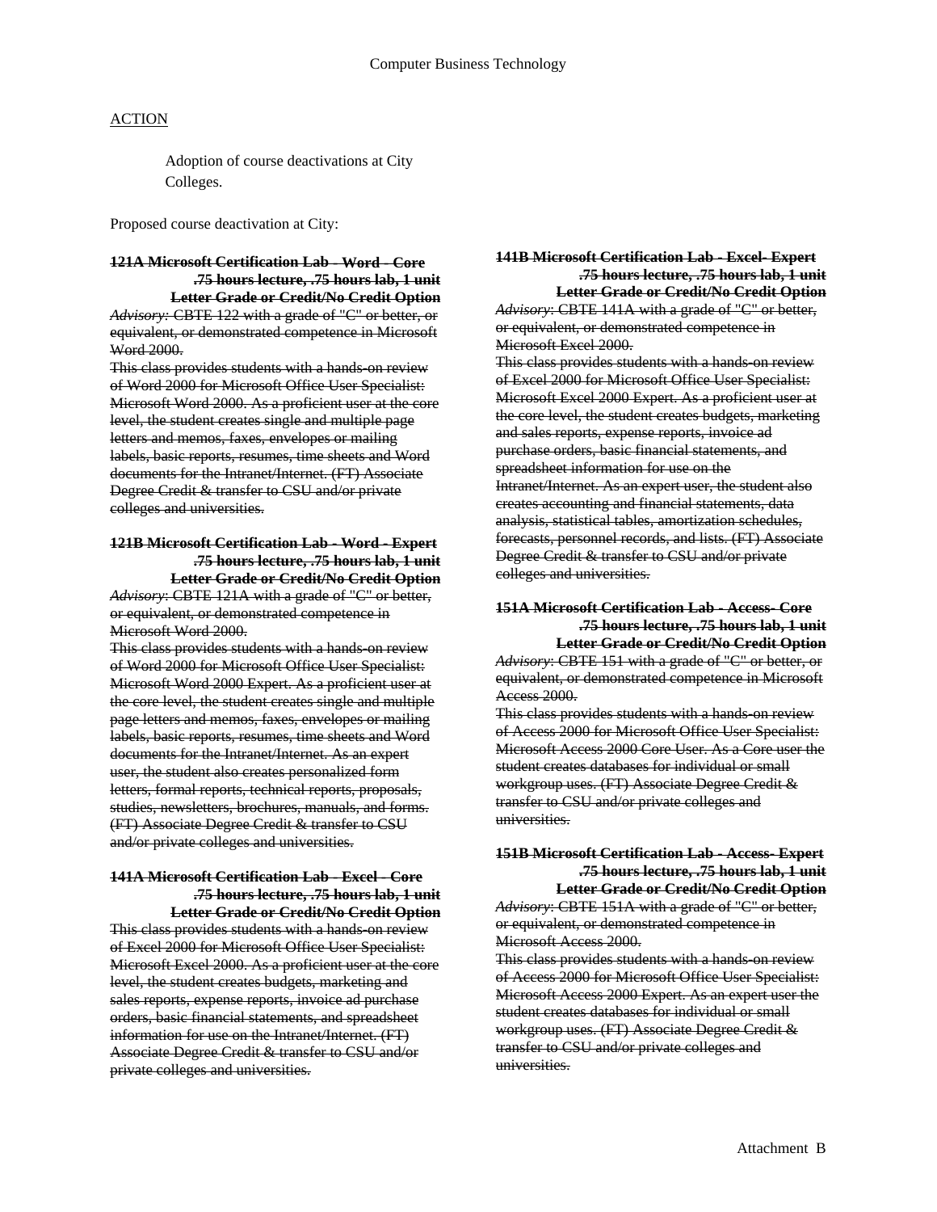Computer Business Technology

ACTION

Adoption of course deactivations at City Colleges.

Proposed course deactivation at City:

~~**121A Microsoft Certification Lab - Word - Core**~~
~~**.75 hours lecture, .75 hours lab, 1 unit**~~
~~**Letter Grade or Credit/No Credit Option**~~
~~*Advisory:* CBTE 122 with a grade of "C" or better, or equivalent, or demonstrated competence in Microsoft Word 2000.~~
~~This class provides students with a hands-on review of Word 2000 for Microsoft Office User Specialist: Microsoft Word 2000. As a proficient user at the core level, the student creates single and multiple page letters and memos, faxes, envelopes or mailing labels, basic reports, resumes, time sheets and Word documents for the Intranet/Internet. (FT) Associate Degree Credit & transfer to CSU and/or private colleges and universities.~~

~~**121B Microsoft Certification Lab - Word - Expert**~~
~~**.75 hours lecture, .75 hours lab, 1 unit**~~
~~**Letter Grade or Credit/No Credit Option**~~
~~*Advisory*: CBTE 121A with a grade of "C" or better, or equivalent, or demonstrated competence in Microsoft Word 2000.~~
~~This class provides students with a hands-on review of Word 2000 for Microsoft Office User Specialist: Microsoft Word 2000 Expert. As a proficient user at the core level, the student creates single and multiple page letters and memos, faxes, envelopes or mailing labels, basic reports, resumes, time sheets and Word documents for the Intranet/Internet. As an expert user, the student also creates personalized form letters, formal reports, technical reports, proposals, studies, newsletters, brochures, manuals, and forms. (FT) Associate Degree Credit & transfer to CSU and/or private colleges and universities.~~

~~**141A Microsoft Certification Lab - Excel - Core**~~
~~**.75 hours lecture, .75 hours lab, 1 unit**~~
~~**Letter Grade or Credit/No Credit Option**~~
~~This class provides students with a hands-on review of Excel 2000 for Microsoft Office User Specialist: Microsoft Excel 2000. As a proficient user at the core level, the student creates budgets, marketing and sales reports, expense reports, invoice ad purchase orders, basic financial statements, and spreadsheet information for use on the Intranet/Internet. (FT) Associate Degree Credit & transfer to CSU and/or private colleges and universities.~~

~~**141B Microsoft Certification Lab - Excel- Expert**~~
~~**.75 hours lecture, .75 hours lab, 1 unit**~~
~~**Letter Grade or Credit/No Credit Option**~~
~~*Advisory*: CBTE 141A with a grade of "C" or better, or equivalent, or demonstrated competence in Microsoft Excel 2000.~~
~~This class provides students with a hands-on review of Excel 2000 for Microsoft Office User Specialist: Microsoft Excel 2000 Expert. As a proficient user at the core level, the student creates budgets, marketing and sales reports, expense reports, invoice ad purchase orders, basic financial statements, and spreadsheet information for use on the Intranet/Internet. As an expert user, the student also creates accounting and financial statements, data analysis, statistical tables, amortization schedules, forecasts, personnel records, and lists. (FT) Associate Degree Credit & transfer to CSU and/or private colleges and universities.~~

~~**151A Microsoft Certification Lab - Access- Core**~~
~~**.75 hours lecture, .75 hours lab, 1 unit**~~
~~**Letter Grade or Credit/No Credit Option**~~
~~*Advisory*: CBTE 151 with a grade of "C" or better, or equivalent, or demonstrated competence in Microsoft Access 2000.~~
~~This class provides students with a hands-on review of Access 2000 for Microsoft Office User Specialist: Microsoft Access 2000 Core User. As a Core user the student creates databases for individual or small workgroup uses. (FT) Associate Degree Credit & transfer to CSU and/or private colleges and universities.~~

~~**151B Microsoft Certification Lab - Access- Expert**~~
~~**.75 hours lecture, .75 hours lab, 1 unit**~~
~~**Letter Grade or Credit/No Credit Option**~~
~~*Advisory*: CBTE 151A with a grade of "C" or better, or equivalent, or demonstrated competence in Microsoft Access 2000.~~
~~This class provides students with a hands-on review of Access 2000 for Microsoft Office User Specialist: Microsoft Access 2000 Expert. As an expert user the student creates databases for individual or small workgroup uses. (FT) Associate Degree Credit & transfer to CSU and/or private colleges and universities.~~

Attachment B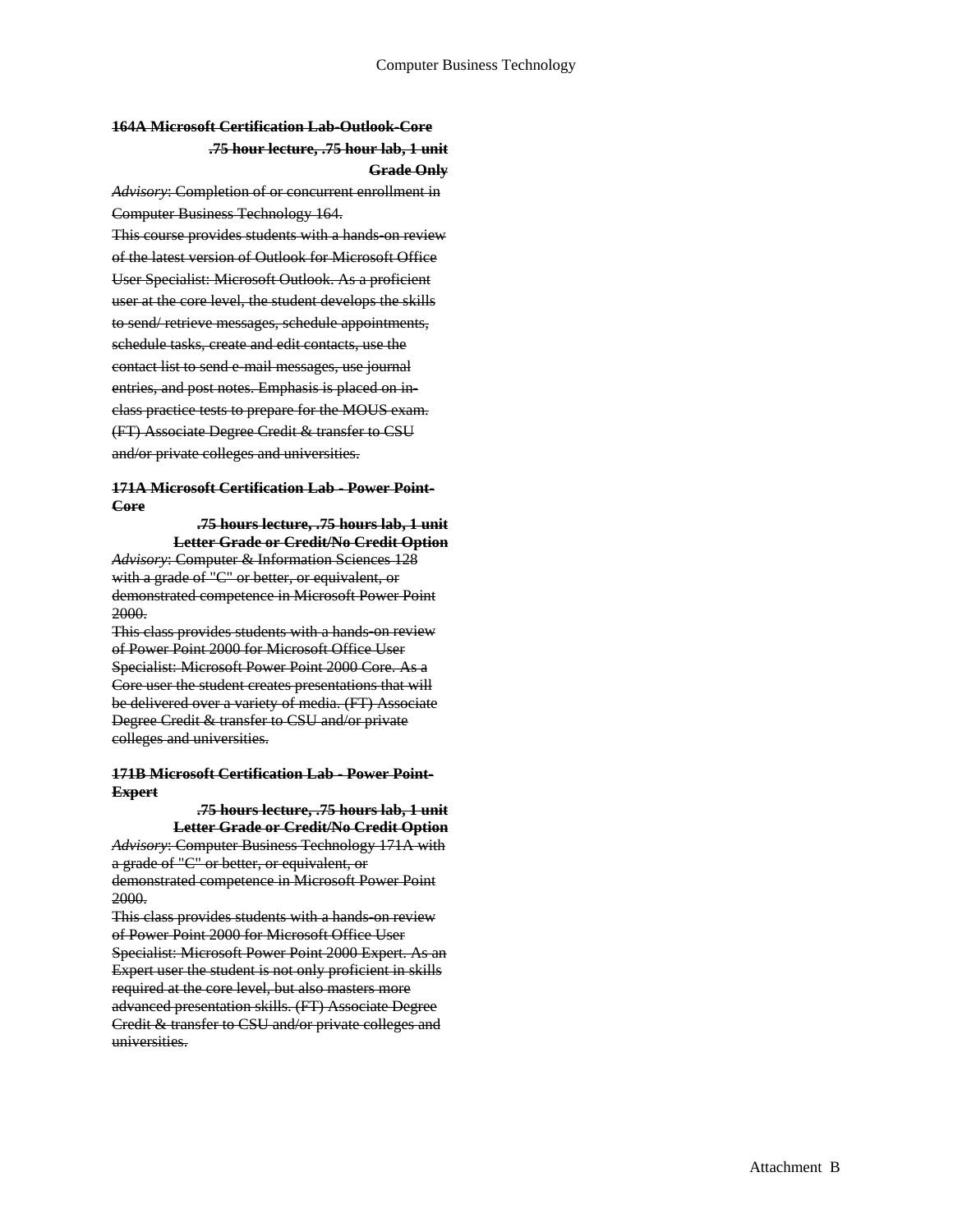~~**164A Microsoft Certification Lab-Outlook-Core**~~

~~**.75 hour lecture, .75 hour lab, 1 unit**~~

~~**Grade Only**~~

~~*Advisory*: Completion of or concurrent enrollment in Computer Business Technology 164.~~

~~This course provides students with a hands-on review of the latest version of Outlook for Microsoft Office User Specialist: Microsoft Outlook. As a proficient user at the core level, the student develops the skills to send/ retrieve messages, schedule appointments, schedule tasks, create and edit contacts, use the contact list to send e-mail messages, use journal entries, and post notes. Emphasis is placed on in-class practice tests to prepare for the MOUS exam. (FT) Associate Degree Credit & transfer to CSU and/or private colleges and universities.~~

~~**171A Microsoft Certification Lab - Power Point-Core**~~

~~**.75 hours lecture, .75 hours lab, 1 unit**~~

~~**Letter Grade or Credit/No Credit Option**~~

~~*Advisory*: Computer & Information Sciences 128 with a grade of "C" or better, or equivalent, or demonstrated competence in Microsoft Power Point 2000.~~

~~This class provides students with a hands-on review of Power Point 2000 for Microsoft Office User Specialist: Microsoft Power Point 2000 Core. As a Core user the student creates presentations that will be delivered over a variety of media. (FT) Associate Degree Credit & transfer to CSU and/or private colleges and universities.~~

~~**171B Microsoft Certification Lab - Power Point-Expert**~~

~~**.75 hours lecture, .75 hours lab, 1 unit**~~

~~**Letter Grade or Credit/No Credit Option**~~

~~*Advisory*: Computer Business Technology 171A with a grade of "C" or better, or equivalent, or demonstrated competence in Microsoft Power Point 2000.~~

~~This class provides students with a hands-on review of Power Point 2000 for Microsoft Office User Specialist: Microsoft Power Point 2000 Expert. As an Expert user the student is not only proficient in skills required at the core level, but also masters more advanced presentation skills. (FT) Associate Degree Credit & transfer to CSU and/or private colleges and universities.~~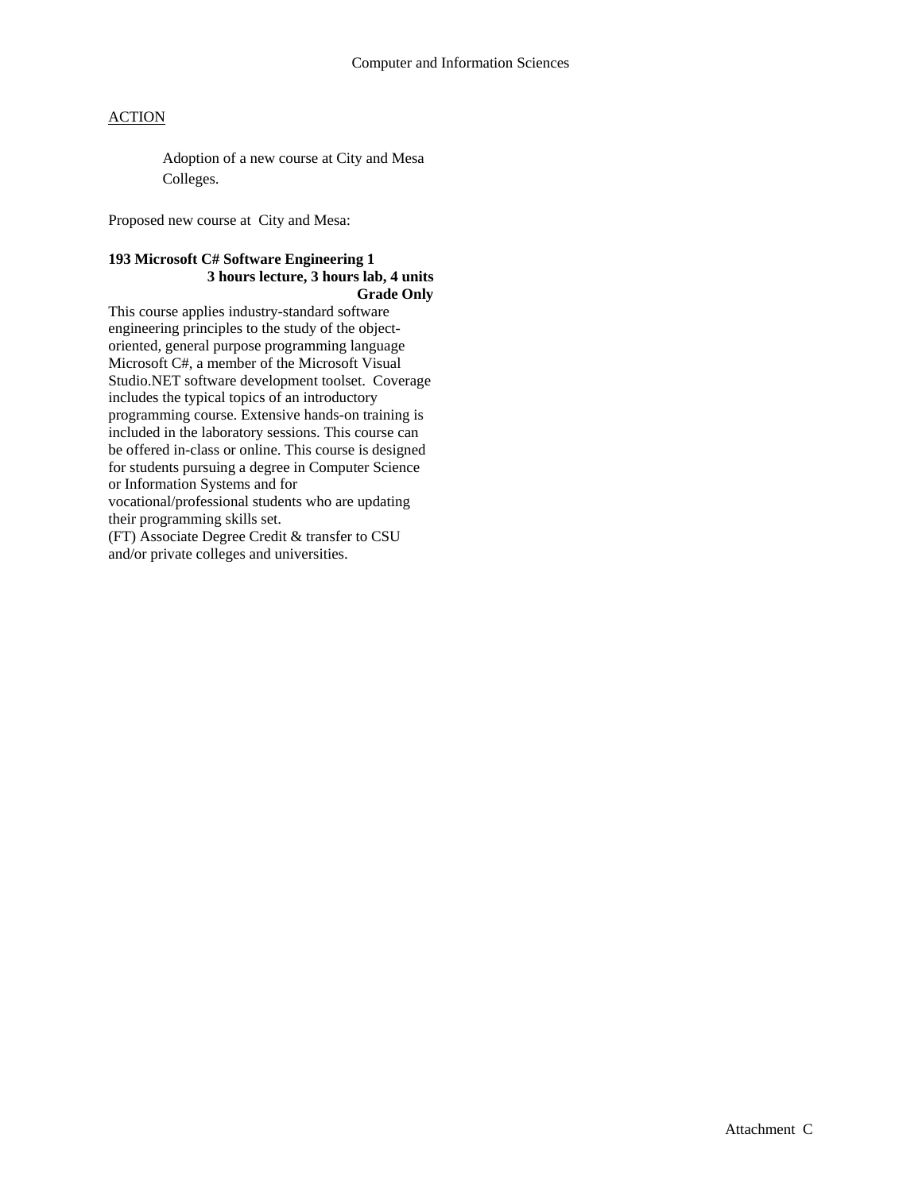Computer and Information Sciences

ACTION

Adoption of a new course at City and Mesa Colleges.

Proposed new course at City and Mesa:

**193 Microsoft C# Software Engineering 1**
**3 hours lecture, 3 hours lab, 4 units**
**Grade Only**

This course applies industry-standard software engineering principles to the study of the object-oriented, general purpose programming language Microsoft C#, a member of the Microsoft Visual Studio.NET software development toolset. Coverage includes the typical topics of an introductory programming course. Extensive hands-on training is included in the laboratory sessions. This course can be offered in-class or online. This course is designed for students pursuing a degree in Computer Science or Information Systems and for vocational/professional students who are updating their programming skills set.
(FT) Associate Degree Credit & transfer to CSU and/or private colleges and universities.

Attachment C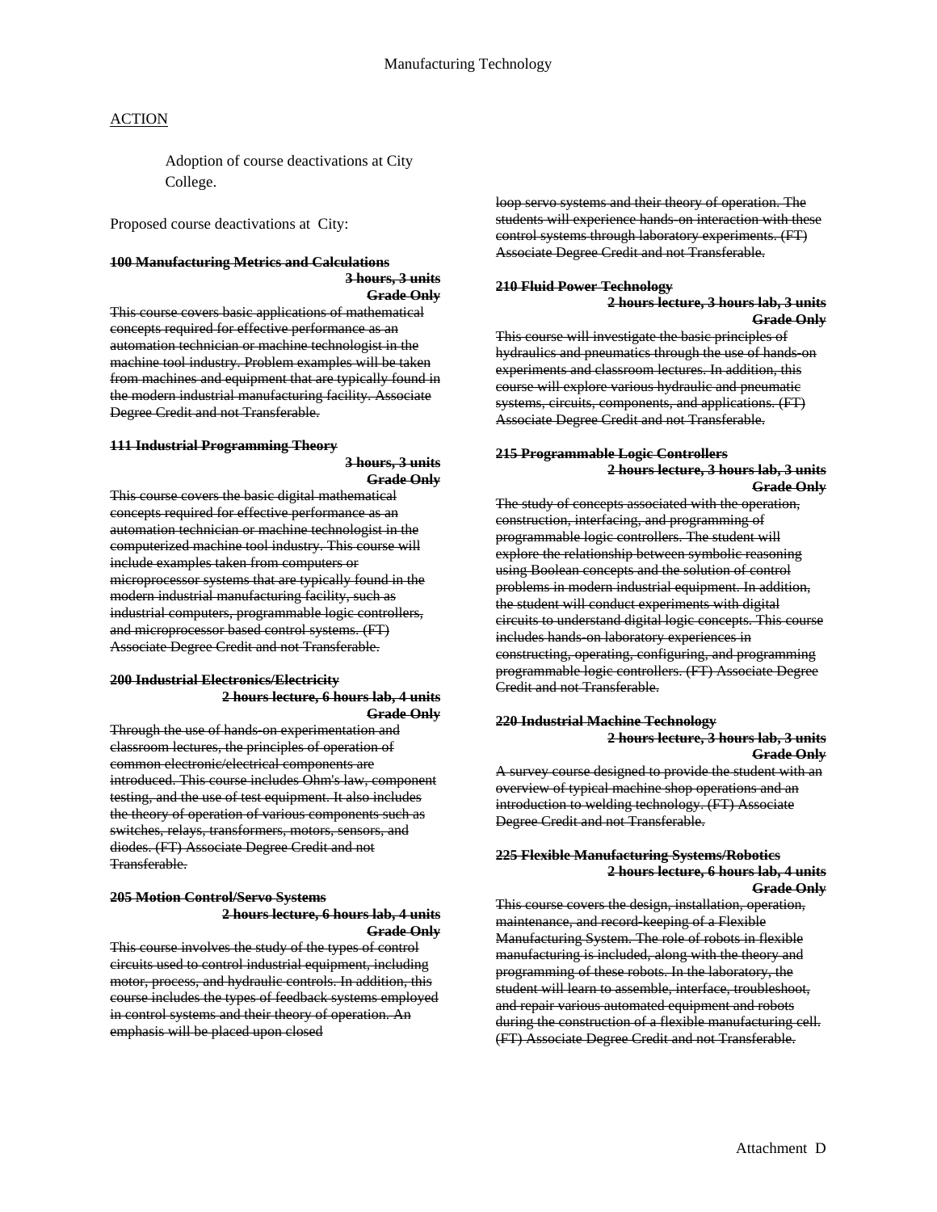## ACTION

Adoption of course deactivations at City College.

Proposed course deactivations at City:

~~**100 Manufacturing Metrics and Calculations**~~
~~**3 hours, 3 units**~~
~~**Grade Only**~~
~~This course covers basic applications of mathematical concepts required for effective performance as an automation technician or machine technologist in the machine tool industry. Problem examples will be taken from machines and equipment that are typically found in the modern industrial manufacturing facility. Associate Degree Credit and not Transferable.~~

~~**111 Industrial Programming Theory**~~
~~**3 hours, 3 units**~~
~~**Grade Only**~~
~~This course covers the basic digital mathematical concepts required for effective performance as an automation technician or machine technologist in the computerized machine tool industry. This course will include examples taken from computers or microprocessor systems that are typically found in the modern industrial manufacturing facility, such as industrial computers, programmable logic controllers, and microprocessor based control systems. (FT) Associate Degree Credit and not Transferable.~~

~~**200 Industrial Electronics/Electricity**~~
~~**2 hours lecture, 6 hours lab, 4 units**~~
~~**Grade Only**~~
~~Through the use of hands-on experimentation and classroom lectures, the principles of operation of common electronic/electrical components are introduced. This course includes Ohm's law, component testing, and the use of test equipment. It also includes the theory of operation of various components such as switches, relays, transformers, motors, sensors, and diodes. (FT) Associate Degree Credit and not Transferable.~~

~~**205 Motion Control/Servo Systems**~~
~~**2 hours lecture, 6 hours lab, 4 units**~~
~~**Grade Only**~~
~~This course involves the study of the types of control circuits used to control industrial equipment, including motor, process, and hydraulic controls. In addition, this course includes the types of feedback systems employed in control systems and their theory of operation. An emphasis will be placed upon closed loop servo systems and their theory of operation. The students will experience hands-on interaction with these control systems through laboratory experiments. (FT) Associate Degree Credit and not Transferable.~~

~~**210 Fluid Power Technology**~~
~~**2 hours lecture, 3 hours lab, 3 units**~~
~~**Grade Only**~~
~~This course will investigate the basic principles of hydraulics and pneumatics through the use of hands-on experiments and classroom lectures. In addition, this course will explore various hydraulic and pneumatic systems, circuits, components, and applications. (FT) Associate Degree Credit and not Transferable.~~

~~**215 Programmable Logic Controllers**~~
~~**2 hours lecture, 3 hours lab, 3 units**~~
~~**Grade Only**~~
~~The study of concepts associated with the operation, construction, interfacing, and programming of programmable logic controllers. The student will explore the relationship between symbolic reasoning using Boolean concepts and the solution of control problems in modern industrial equipment. In addition, the student will conduct experiments with digital circuits to understand digital logic concepts. This course includes hands-on laboratory experiences in constructing, operating, configuring, and programming programmable logic controllers. (FT) Associate Degree Credit and not Transferable.~~

~~**220 Industrial Machine Technology**~~
~~**2 hours lecture, 3 hours lab, 3 units**~~
~~**Grade Only**~~
~~A survey course designed to provide the student with an overview of typical machine shop operations and an introduction to welding technology. (FT) Associate Degree Credit and not Transferable.~~

~~**225 Flexible Manufacturing Systems/Robotics**~~
~~**2 hours lecture, 6 hours lab, 4 units**~~
~~**Grade Only**~~
~~This course covers the design, installation, operation, maintenance, and record-keeping of a Flexible Manufacturing System. The role of robots in flexible manufacturing is included, along with the theory and programming of these robots. In the laboratory, the student will learn to assemble, interface, troubleshoot, and repair various automated equipment and robots during the construction of a flexible manufacturing cell. (FT) Associate Degree Credit and not Transferable.~~

Attachment D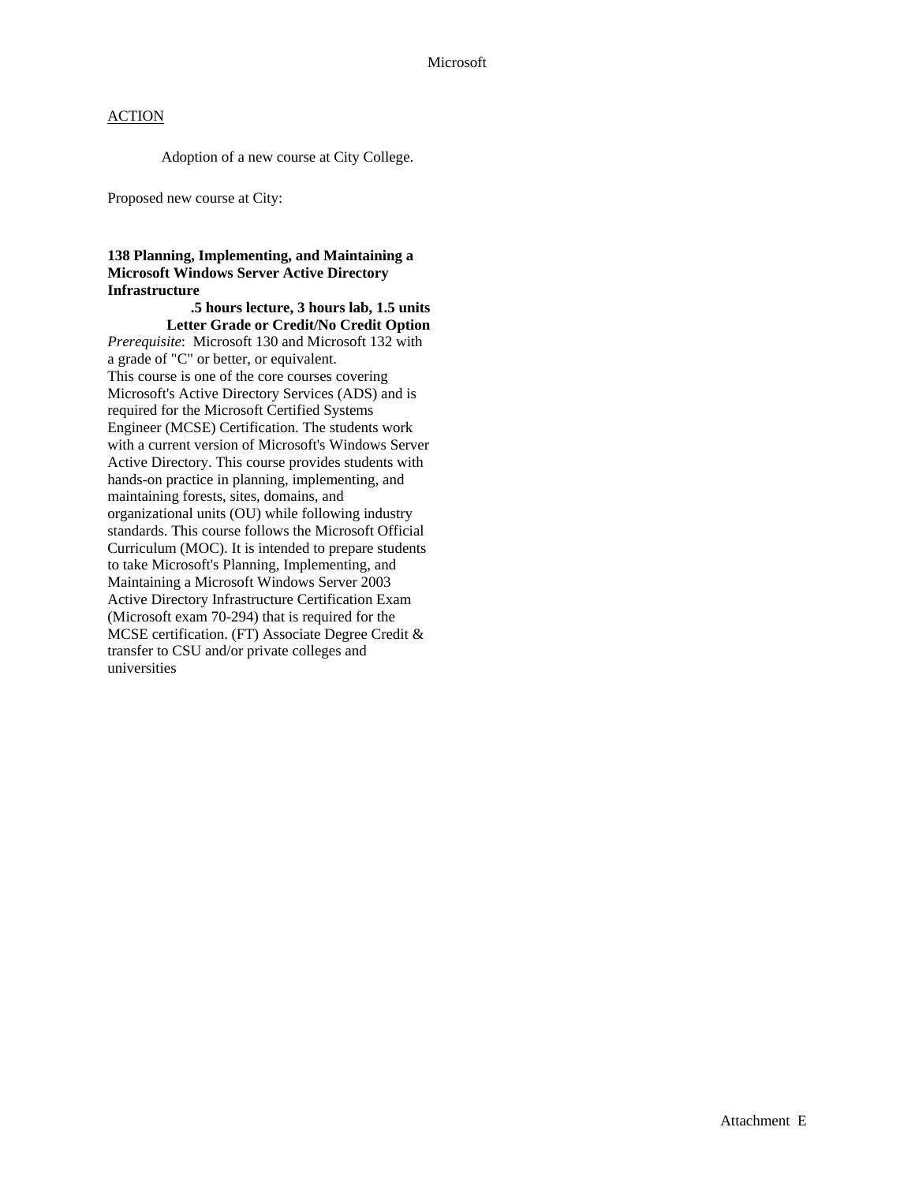Microsoft

<u>ACTION</u>

Adoption of a new course at City College.

Proposed new course at City:

**138 Planning, Implementing, and Maintaining a Microsoft Windows Server Active Directory Infrastructure**

**.5 hours lecture, 3 hours lab, 1.5 units**
**Letter Grade or Credit/No Credit Option**

*Prerequisite*: Microsoft 130 and Microsoft 132 with a grade of "C" or better, or equivalent.
This course is one of the core courses covering Microsoft's Active Directory Services (ADS) and is required for the Microsoft Certified Systems Engineer (MCSE) Certification. The students work with a current version of Microsoft's Windows Server Active Directory. This course provides students with hands-on practice in planning, implementing, and maintaining forests, sites, domains, and organizational units (OU) while following industry standards. This course follows the Microsoft Official Curriculum (MOC). It is intended to prepare students to take Microsoft's Planning, Implementing, and Maintaining a Microsoft Windows Server 2003 Active Directory Infrastructure Certification Exam (Microsoft exam 70-294) that is required for the MCSE certification. (FT) Associate Degree Credit & transfer to CSU and/or private colleges and universities

Attachment E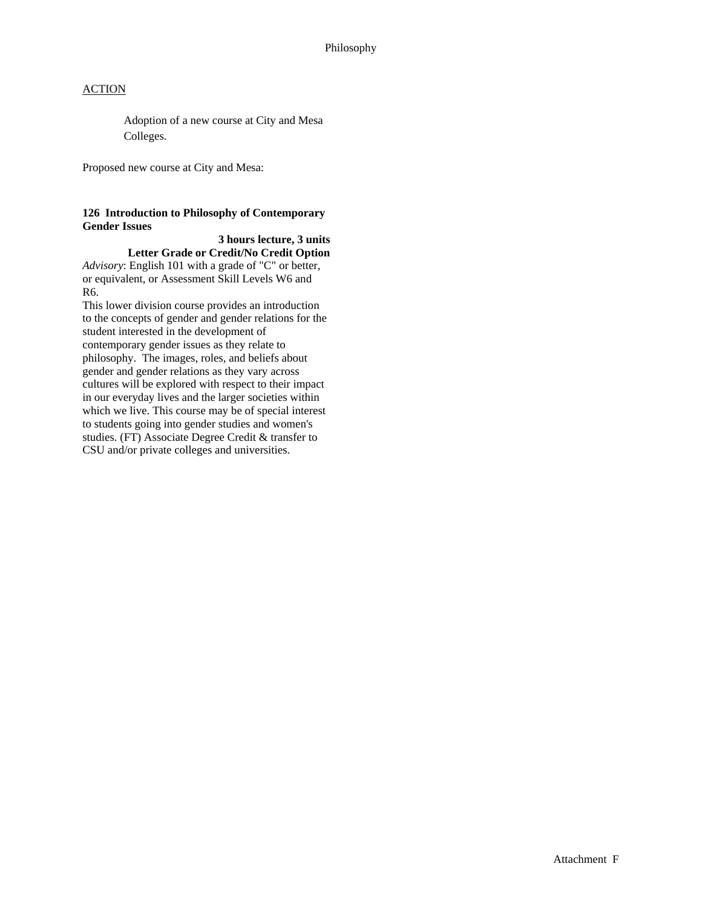Philosophy

ACTION

Adoption of a new course at City and Mesa Colleges.

Proposed new course at City and Mesa:

**126 Introduction to Philosophy of Contemporary Gender Issues**

**3 hours lecture, 3 units**
**Letter Grade or Credit/No Credit Option**

*Advisory*: English 101 with a grade of "C" or better, or equivalent, or Assessment Skill Levels W6 and R6.

This lower division course provides an introduction to the concepts of gender and gender relations for the student interested in the development of contemporary gender issues as they relate to philosophy. The images, roles, and beliefs about gender and gender relations as they vary across cultures will be explored with respect to their impact in our everyday lives and the larger societies within which we live. This course may be of special interest to students going into gender studies and women's studies. (FT) Associate Degree Credit & transfer to CSU and/or private colleges and universities.

Attachment F